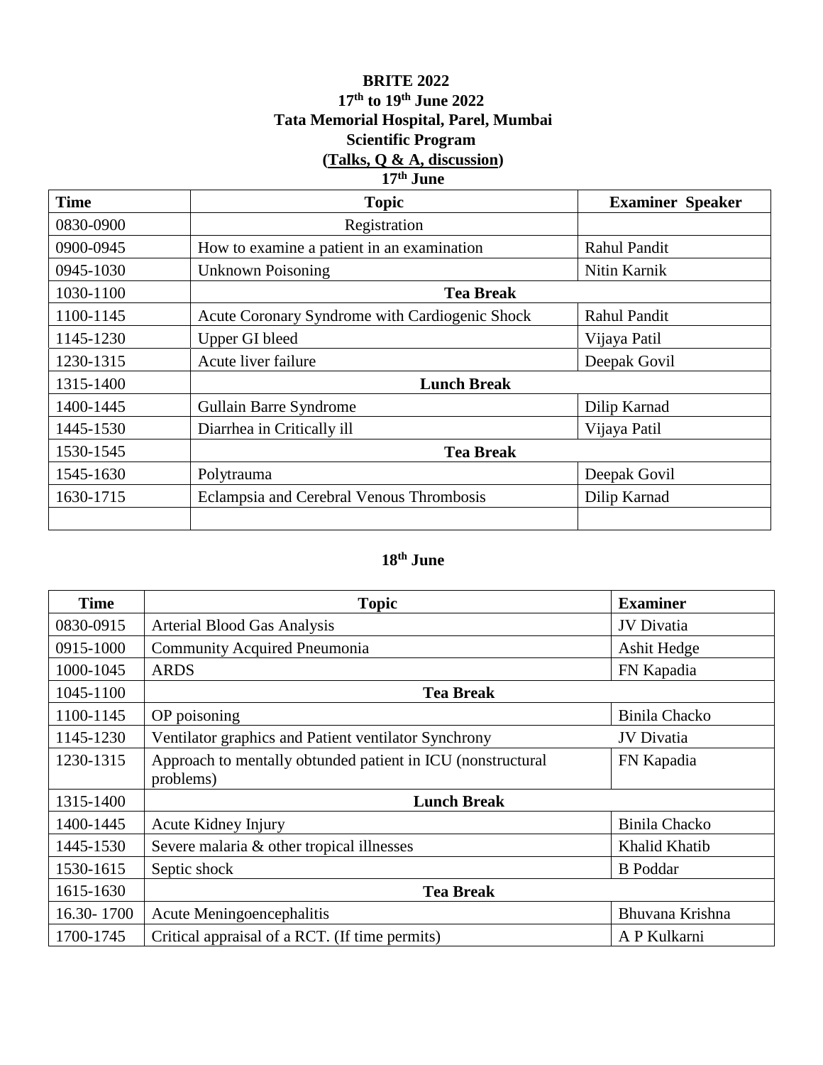**BRITE 2022**

**17th to 19th June 2022**

**Tata Memorial Hospital, Parel, Mumbai**

**Scientific Program**

**(<u>Talks, Q & A, discussion</u>)**

**17th June**

| Time | Topic | Examiner Speaker |
|---|---|---|
| 0830-0900 | Registration | |
| 0900-0945 | How to examine a patient in an examination | Rahul Pandit |
| 0945-1030 | Unknown Poisoning | Nitin Karnik |
| 1030-1100 | **Tea Break** | |
| 1100-1145 | Acute Coronary Syndrome with Cardiogenic Shock | Rahul Pandit |
| 1145-1230 | Upper GI bleed | Vijaya Patil |
| 1230-1315 | Acute liver failure | Deepak Govil |
| 1315-1400 | **Lunch Break** | |
| 1400-1445 | Gullain Barre Syndrome | Dilip Karnad |
| 1445-1530 | Diarrhea in Critically ill | Vijaya Patil |
| 1530-1545 | **Tea Break** | |
| 1545-1630 | Polytrauma | Deepak Govil |
| 1630-1715 | Eclampsia and Cerebral Venous Thrombosis | Dilip Karnad |
| | | |

**18th June**

| Time | Topic | Examiner |
|---|---|---|
| 0830-0915 | Arterial Blood Gas Analysis | JV Divatia |
| 0915-1000 | Community Acquired Pneumonia | Ashit Hedge |
| 1000-1045 | ARDS | FN Kapadia |
| 1045-1100 | **Tea Break** | |
| 1100-1145 | OP poisoning | Binila Chacko |
| 1145-1230 | Ventilator graphics and Patient ventilator Synchrony | JV Divatia |
| 1230-1315 | Approach to mentally obtunded patient in ICU (nonstructural problems) | FN Kapadia |
| 1315-1400 | **Lunch Break** | |
| 1400-1445 | Acute Kidney Injury | Binila Chacko |
| 1445-1530 | Severe malaria & other tropical illnesses | Khalid Khatib |
| 1530-1615 | Septic shock | B Poddar |
| 1615-1630 | **Tea Break** | |
| 16.30- 1700 | Acute Meningoencephalitis | Bhuvana Krishna |
| 1700-1745 | Critical appraisal of a RCT. (If time permits) | A P Kulkarni |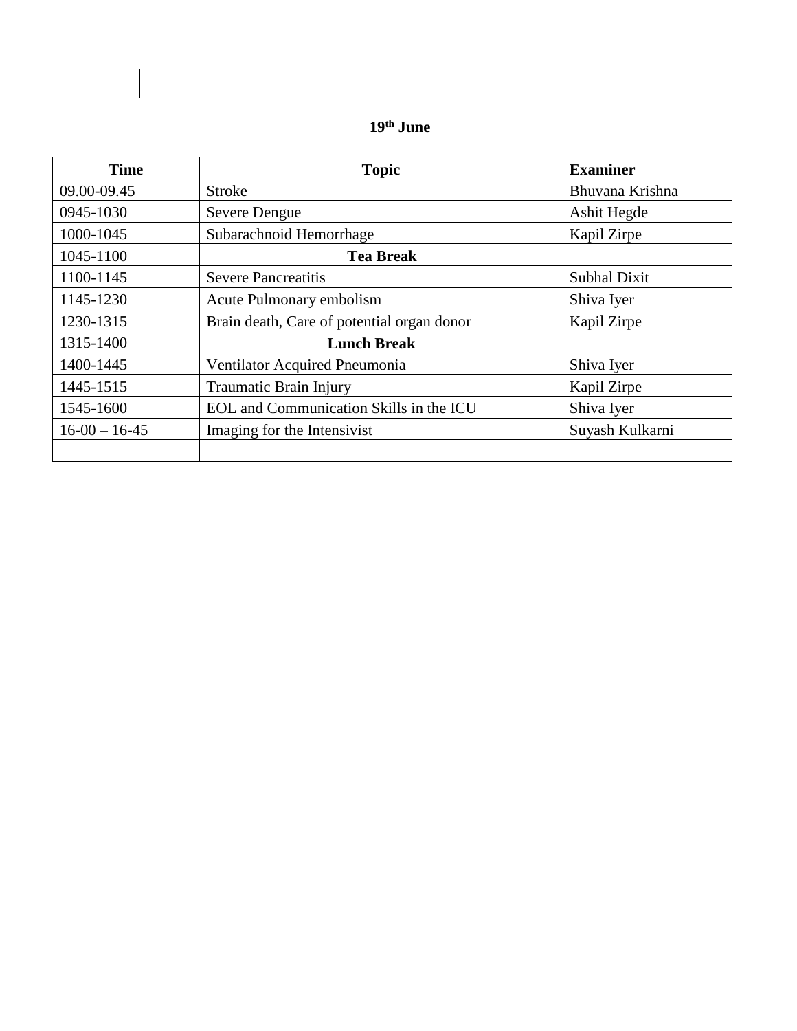| | | |
|---|---|---|
| | | |

**19th June**

| Time | Topic | Examiner |
|---|---|---|
| 09.00-09.45 | Stroke | Bhuvana Krishna |
| 0945-1030 | Severe Dengue | Ashit Hegde |
| 1000-1045 | Subarachnoid Hemorrhage | Kapil Zirpe |
| 1045-1100 | **Tea Break** | |
| 1100-1145 | Severe Pancreatitis | Subhal Dixit |
| 1145-1230 | Acute Pulmonary embolism | Shiva Iyer |
| 1230-1315 | Brain death, Care of potential organ donor | Kapil Zirpe |
| 1315-1400 | **Lunch Break** | |
| 1400-1445 | Ventilator Acquired Pneumonia | Shiva Iyer |
| 1445-1515 | Traumatic Brain Injury | Kapil Zirpe |
| 1545-1600 | EOL and Communication Skills in the ICU | Shiva Iyer |
| 16-00 – 16-45 | Imaging for the Intensivist | Suyash Kulkarni |
| | | |